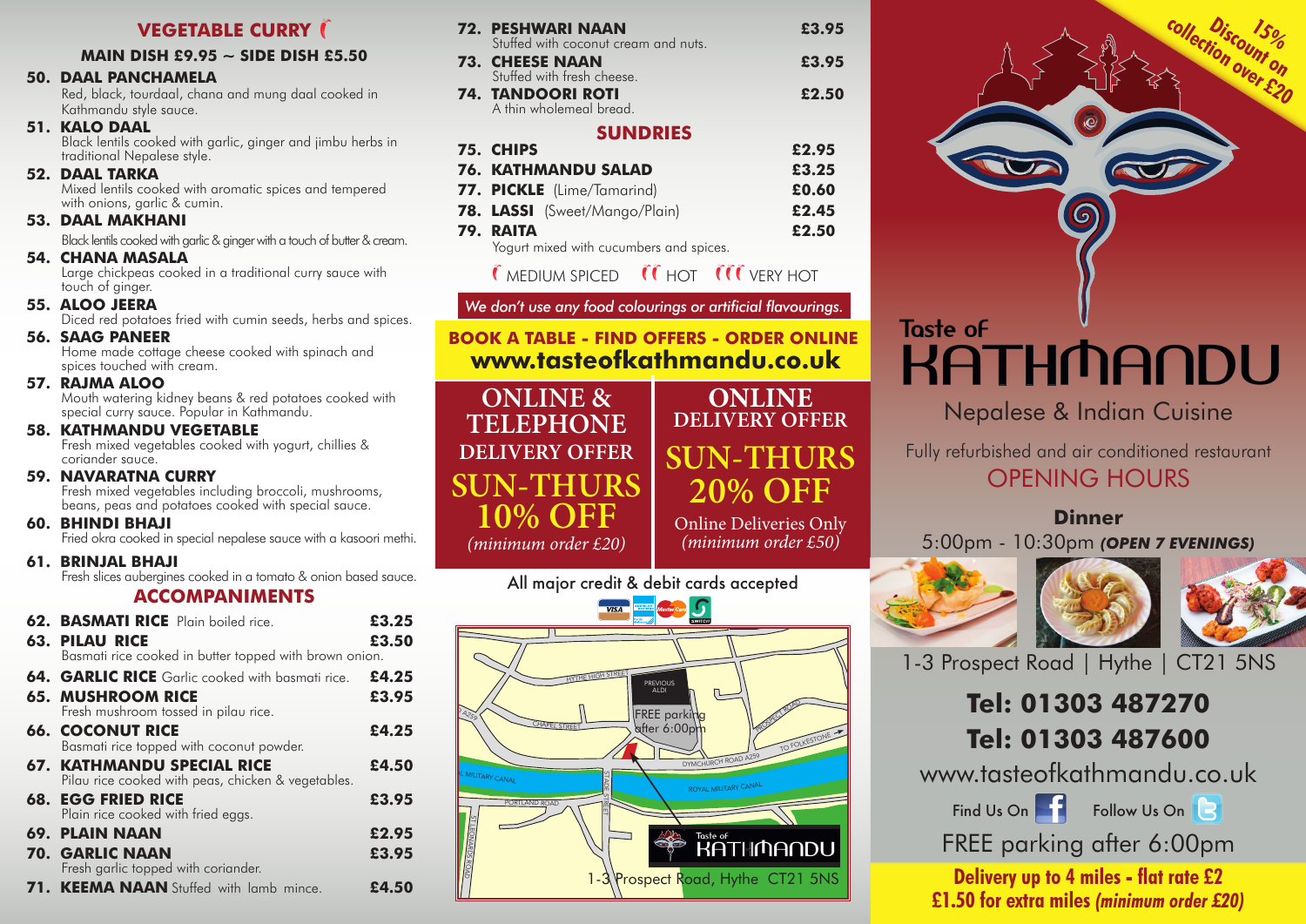## VEGETABLE CURRY

**MAIN DISH £9.95 ~ SIDE DISH £5.50**

**50. DAAL PANCHAMELA**
Red, black, tourdaal, chana and mung daal cooked in Kathmandu style sauce.

**51. KALO DAAL**
Black lentils cooked with garlic, ginger and jimbu herbs in traditional Nepalese style.

**52. DAAL TARKA**
Mixed lentils cooked with aromatic spices and tempered with onions, garlic & cumin.

**53. DAAL MAKHANI**
Black lentils cooked with garlic & ginger with a touch of butter & cream.

**54. CHANA MASALA**
Large chickpeas cooked in a traditional curry sauce with touch of ginger.

**55. ALOO JEERA**
Diced red potatoes fried with cumin seeds, herbs and spices.

**56. SAAG PANEER**
Home made cottage cheese cooked with spinach and spices touched with cream.

**57. RAJMA ALOO**
Mouth watering kidney beans & red potatoes cooked with special curry sauce. Popular in Kathmandu.

**58. KATHMANDU VEGETABLE**
Fresh mixed vegetables cooked with yogurt, chillies & coriander sauce.

**59. NAVARATNA CURRY**
Fresh mixed vegetables including broccoli, mushrooms, beans, peas and potatoes cooked with special sauce.

**60. BHINDI BHAJI**
Fried okra cooked in special nepalese sauce with a kasoori methi.

**61. BRINJAL BHAJI**
Fresh slices aubergines cooked in a tomato & onion based sauce.

## ACCOMPANIMENTS

**62. BASMATI RICE** Plain boiled rice. **£3.25**

**63. PILAU RICE** **£3.50**
Basmati rice cooked in butter topped with brown onion.

**64. GARLIC RICE** Garlic cooked with basmati rice. **£4.25**

**65. MUSHROOM RICE** **£3.95**
Fresh mushroom tossed in pilau rice.

**66. COCONUT RICE** **£4.25**
Basmati rice topped with coconut powder.

**67. KATHMANDU SPECIAL RICE** **£4.50**
Pilau rice cooked with peas, chicken & vegetables.

**68. EGG FRIED RICE** **£3.95**
Plain rice cooked with fried eggs.

**69. PLAIN NAAN** **£2.95**

**70. GARLIC NAAN** **£3.95**
Fresh garlic topped with coriander.

**71. KEEMA NAAN** Stuffed with lamb mince. **£4.50**

**72. PESHWARI NAAN** **£3.95**
Stuffed with coconut cream and nuts.

**73. CHEESE NAAN** **£3.95**
Stuffed with fresh cheese.

**74. TANDOORI ROTI** **£2.50**
A thin wholemeal bread.

## SUNDRIES

**75. CHIPS** **£2.95**

**76. KATHMANDU SALAD** **£3.25**

**77. PICKLE** (Lime/Tamarind) **£0.60**

**78. LASSI** (Sweet/Mango/Plain) **£2.45**

**79. RAITA** **£2.50**
Yogurt mixed with cucumbers and spices.

MEDIUM SPICED · HOT · VERY HOT

*We don't use any food colourings or artificial flavourings.*

**BOOK A TABLE - FIND OFFERS - ORDER ONLINE**
**www.tasteofkathmandu.co.uk**

**ONLINE & TELEPHONE DELIVERY OFFER**
**SUN-THURS 10% OFF**
*(minimum order £20)*

**ONLINE DELIVERY OFFER**
**SUN-THURS 20% OFF**
Online Deliveries Only
*(minimum order £50)*

All major credit & debit cards accepted

HYTHE HIGH STREET · PREVIOUS ALDI · FREE parking after 6:00pm · PROSPECT ROAD · CHAPEL STREET · A259 · TO FOLKESTONE · DYMCHURCH ROAD A259 · MILITARY CANAL · ROYAL MILITARY CANAL · STADE STREET · PORTLAND ROAD · ST LEONARDS ROAD

Taste of KATHMANDU
1-3 Prospect Road, Hythe CT21 5NS

**15% Discount on collection over £20**

# Taste of KATHMANDU

Nepalese & Indian Cuisine

Fully refurbished and air conditioned restaurant

## OPENING HOURS

**Dinner**
5:00pm - 10:30pm ***(OPEN 7 EVENINGS)***

1-3 Prospect Road | Hythe | CT21 5NS

**Tel: 01303 487270**
**Tel: 01303 487600**

www.tasteofkathmandu.co.uk

Find Us On · Follow Us On

FREE parking after 6:00pm

**Delivery up to 4 miles - flat rate £2**
**£1.50 for extra miles *(minimum order £20)***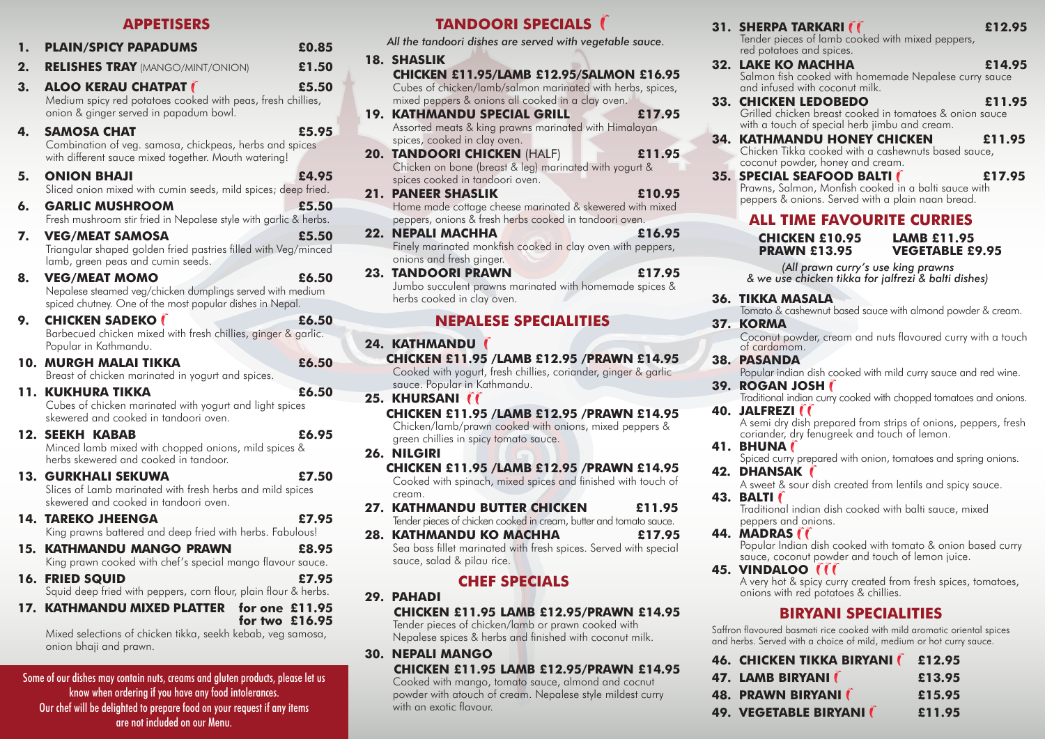## APPETISERS

**1. PLAIN/SPICY PAPADUMS** £0.85

**2. RELISHES TRAY** (MANGO/MINT/ONION) £1.50

**3. ALOO KERAU CHATPAT** £5.50
Medium spicy red potatoes cooked with peas, fresh chillies, onion & ginger served in papadum bowl.

**4. SAMOSA CHAT** £5.95
Combination of veg. samosa, chickpeas, herbs and spices with different sauce mixed together. Mouth watering!

**5. ONION BHAJI** £4.95
Sliced onion mixed with cumin seeds, mild spices; deep fried.

**6. GARLIC MUSHROOM** £5.50
Fresh mushroom stir fried in Nepalese style with garlic & herbs.

**7. VEG/MEAT SAMOSA** £5.50
Triangular shaped golden fried pastries filled with Veg/minced lamb, green peas and cumin seeds.

**8. VEG/MEAT MOMO** £6.50
Nepalese steamed veg/chicken dumplings served with medium spiced chutney. One of the most popular dishes in Nepal.

**9. CHICKEN SADEKO** £6.50
Barbecued chicken mixed with fresh chillies, ginger & garlic. Popular in Kathmandu.

**10. MURGH MALAI TIKKA** £6.50
Breast of chicken marinated in yogurt and spices.

**11. KUKHURA TIKKA** £6.50
Cubes of chicken marinated with yogurt and light spices skewered and cooked in tandoori oven.

**12. SEEKH KABAB** £6.95
Minced lamb mixed with chopped onions, mild spices & herbs skewered and cooked in tandoor.

**13. GURKHALI SEKUWA** £7.50
Slices of Lamb marinated with fresh herbs and mild spices skewered and cooked in tandoori oven.

**14. TAREKO JHEENGA** £7.95
King prawns battered and deep fried with herbs. Fabulous!

**15. KATHMANDU MANGO PRAWN** £8.95
King prawn cooked with chef's special mango flavour sauce.

**16. FRIED SQUID** £7.95
Squid deep fried with peppers, corn flour, plain flour & herbs.

**17. KATHMANDU MIXED PLATTER** for one £11.95 / for two £16.95
Mixed selections of chicken tikka, seekh kebab, veg samosa, onion bhaji and prawn.

Some of our dishes may contain nuts, creams and gluten products, please let us know when ordering if you have any food intolerances.
Our chef will be delighted to prepare food on your request if any items are not included on our Menu.

## TANDOORI SPECIALS

*All the tandoori dishes are served with vegetable sauce.*

**18. SHASLIK**
**CHICKEN £11.95/LAMB £12.95/SALMON £16.95**
Cubes of chicken/lamb/salmon marinated with herbs, spices, mixed peppers & onions all cooked in a clay oven.

**19. KATHMANDU SPECIAL GRILL** £17.95
Assorted meats & king prawns marinated with Himalayan spices, cooked in clay oven.

**20. TANDOORI CHICKEN** (HALF) £11.95
Chicken on bone (breast & leg) marinated with yogurt & spices cooked in tandoori oven.

**21. PANEER SHASLIK** £10.95
Home made cottage cheese marinated & skewered with mixed peppers, onions & fresh herbs cooked in tandoori oven.

**22. NEPALI MACHHA** £16.95
Finely marinated monkfish cooked in clay oven with peppers, onions and fresh ginger.

**23. TANDOORI PRAWN** £17.95
Jumbo succulent prawns marinated with homemade spices & herbs cooked in clay oven.

## NEPALESE SPECIALITIES

**24. KATHMANDU**
**CHICKEN £11.95 /LAMB £12.95 /PRAWN £14.95**
Cooked with yogurt, fresh chillies, coriander, ginger & garlic sauce. Popular in Kathmandu.

**25. KHURSANI**
**CHICKEN £11.95 /LAMB £12.95 /PRAWN £14.95**
Chicken/lamb/prawn cooked with onions, mixed peppers & green chillies in spicy tomato sauce.

**26. NILGIRI**
**CHICKEN £11.95 /LAMB £12.95 /PRAWN £14.95**
Cooked with spinach, mixed spices and finished with touch of cream.

**27. KATHMANDU BUTTER CHICKEN** £11.95
Tender pieces of chicken cooked in cream, butter and tomato sauce.

**28. KATHMANDU KO MACHHA** £17.95
Sea bass fillet marinated with fresh spices. Served with special sauce, salad & pilau rice.

## CHEF SPECIALS

**29. PAHADI**
**CHICKEN £11.95 LAMB £12.95/PRAWN £14.95**
Tender pieces of chicken/lamb or prawn cooked with Nepalese spices & herbs and finished with coconut milk.

**30. NEPALI MANGO**
**CHICKEN £11.95 LAMB £12.95/PRAWN £14.95**
Cooked with mango, tomato sauce, almond and cocnut powder with atouch of cream. Nepalese style mildest curry with an exotic flavour.

**31. SHERPA TARKARI** £12.95
Tender pieces of lamb cooked with mixed peppers, red potatoes and spices.

**32. LAKE KO MACHHA** £14.95
Salmon fish cooked with homemade Nepalese curry sauce and infused with coconut milk.

**33. CHICKEN LEDOBEDO** £11.95
Grilled chicken breast cooked in tomatoes & onion sauce with a touch of special herb jimbu and cream.

**34. KATHMANDU HONEY CHICKEN** £11.95
Chicken Tikka cooked with a cashewnuts based sauce, coconut powder, honey and cream.

**35. SPECIAL SEAFOOD BALTI** £17.95
Prawns, Salmon, Monfish cooked in a balti sauce with peppers & onions. Served with a plain naan bread.

## ALL TIME FAVOURITE CURRIES

**CHICKEN £10.95** **LAMB £11.95**
**PRAWN £13.95** **VEGETABLE £9.95**

*(All prawn curry's use king prawns & we use chicken tikka for jalfrezi & balti dishes)*

**36. TIKKA MASALA**
Tomato & cashewnut based sauce with almond powder & cream.

**37. KORMA**
Coconut powder, cream and nuts flavoured curry with a touch of cardamom.

**38. PASANDA**
Popular indian dish cooked with mild curry sauce and red wine.

**39. ROGAN JOSH**
Traditional indian curry cooked with chopped tomatoes and onions.

**40. JALFREZI**
A semi dry dish prepared from strips of onions, peppers, fresh coriander, dry fenugreek and touch of lemon.

**41. BHUNA**
Spiced curry prepared with onion, tomatoes and spring onions.

**42. DHANSAK**
A sweet & sour dish created from lentils and spicy sauce.

**43. BALTI**
Traditional indian dish cooked with balti sauce, mixed peppers and onions.

**44. MADRAS**
Popular Indian dish cooked with tomato & onion based curry sauce, coconut powder and touch of lemon juice.

**45. VINDALOO**
A very hot & spicy curry created from fresh spices, tomatoes, onions with red potatoes & chillies.

## BIRYANI SPECIALITIES

Saffron flavoured basmati rice cooked with mild aromatic oriental spices and herbs. Served with a choice of mild, medium or hot curry sauce.

**46. CHICKEN TIKKA BIRYANI** £12.95

**47. LAMB BIRYANI** £13.95

**48. PRAWN BIRYANI** £15.95

**49. VEGETABLE BIRYANI** £11.95